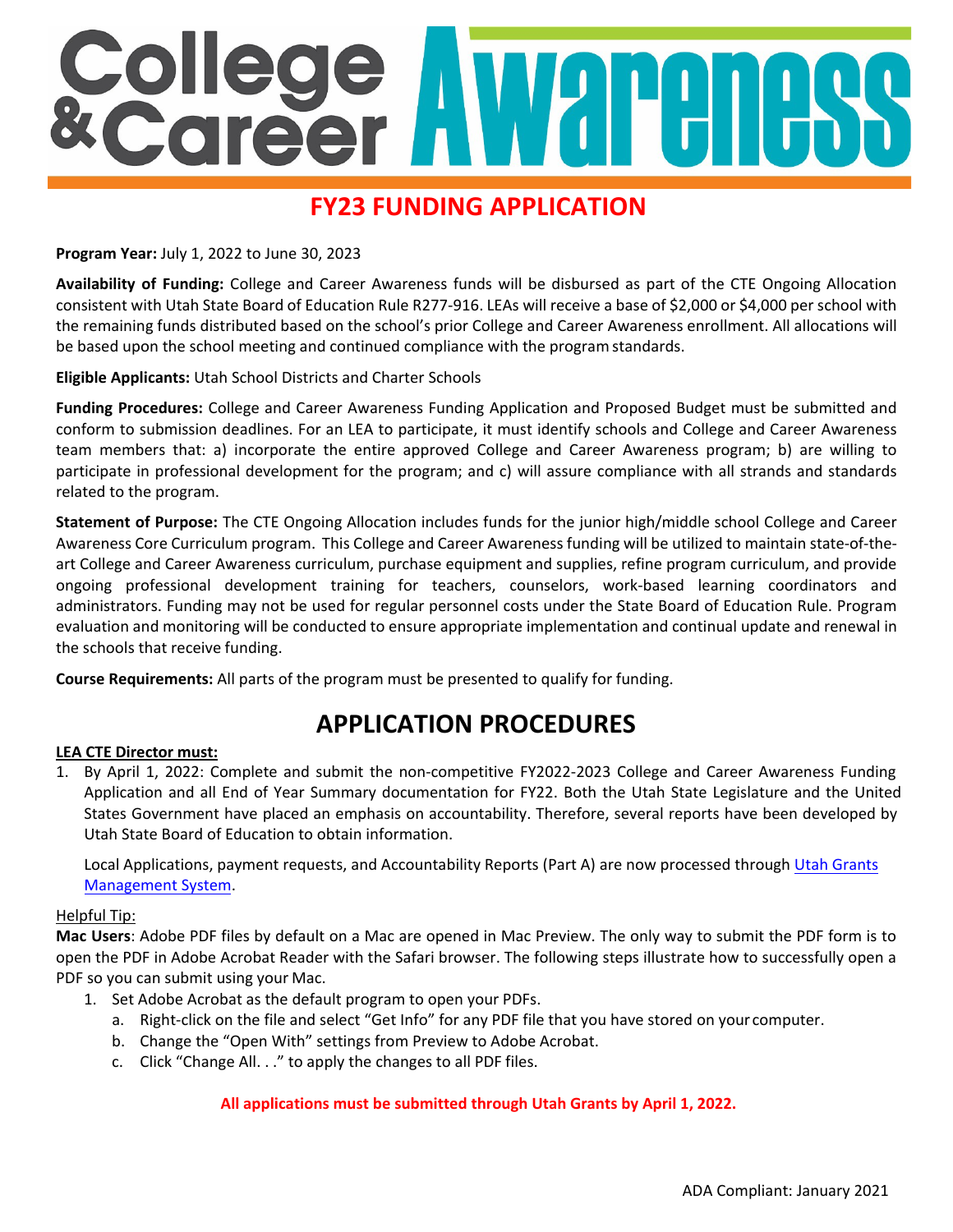# College & Career Awareness

## FY23 FUNDING APPLICATION

**Program Year:** July 1, 2022 to June 30, 2023

**Availability of Funding:** College and Career Awareness funds will be disbursed as part of the CTE Ongoing Allocation consistent with Utah State Board of Education Rule R277-916. LEAs will receive a base of $2,000 or $4,000 per school with the remaining funds distributed based on the school's prior College and Career Awareness enrollment. All allocations will be based upon the school meeting and continued compliance with the program standards.

**Eligible Applicants:** Utah School Districts and Charter Schools

**Funding Procedures:** College and Career Awareness Funding Application and Proposed Budget must be submitted and conform to submission deadlines. For an LEA to participate, it must identify schools and College and Career Awareness team members that: a) incorporate the entire approved College and Career Awareness program; b) are willing to participate in professional development for the program; and c) will assure compliance with all strands and standards related to the program.

**Statement of Purpose:** The CTE Ongoing Allocation includes funds for the junior high/middle school College and Career Awareness Core Curriculum program. This College and Career Awareness funding will be utilized to maintain state-of-the-art College and Career Awareness curriculum, purchase equipment and supplies, refine program curriculum, and provide ongoing professional development training for teachers, counselors, work-based learning coordinators and administrators. Funding may not be used for regular personnel costs under the State Board of Education Rule. Program evaluation and monitoring will be conducted to ensure appropriate implementation and continual update and renewal in the schools that receive funding.

**Course Requirements:** All parts of the program must be presented to qualify for funding.

## APPLICATION PROCEDURES

**LEA CTE Director must:**

1. By April 1, 2022: Complete and submit the non-competitive FY2022-2023 College and Career Awareness Funding Application and all End of Year Summary documentation for FY22. Both the Utah State Legislature and the United States Government have placed an emphasis on accountability. Therefore, several reports have been developed by Utah State Board of Education to obtain information.

   Local Applications, payment requests, and Accountability Reports (Part A) are now processed through Utah Grants Management System.

Helpful Tip:

**Mac Users**: Adobe PDF files by default on a Mac are opened in Mac Preview. The only way to submit the PDF form is to open the PDF in Adobe Acrobat Reader with the Safari browser. The following steps illustrate how to successfully open a PDF so you can submit using your Mac.

1. Set Adobe Acrobat as the default program to open your PDFs.
   a. Right-click on the file and select "Get Info" for any PDF file that you have stored on your computer.
   b. Change the "Open With" settings from Preview to Adobe Acrobat.
   c. Click "Change All. . ." to apply the changes to all PDF files.

**All applications must be submitted through Utah Grants by April 1, 2022.**

ADA Compliant: January 2021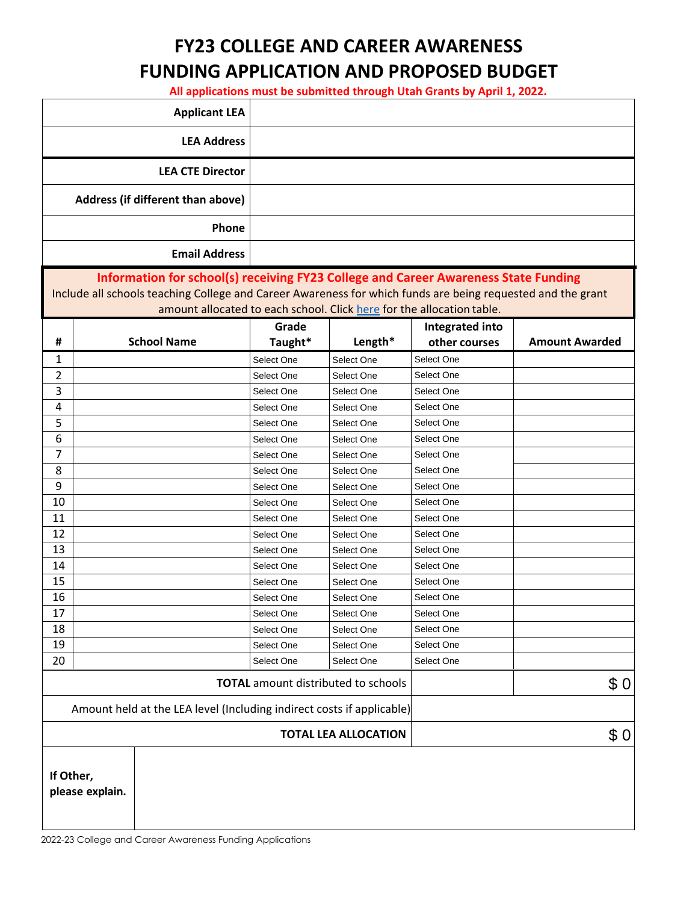# FY23 COLLEGE AND CAREER AWARENESS FUNDING APPLICATION AND PROPOSED BUDGET

**All applications must be submitted through Utah Grants by April 1, 2022.**

| | |
|---|---|
| **Applicant LEA** | |
| **LEA Address** | |
| **LEA CTE Director** | |
| **Address (if different than above)** | |
| **Phone** | |
| **Email Address** | |

**Information for school(s) receiving FY23 College and Career Awareness State Funding**

Include all schools teaching College and Career Awareness for which funds are being requested and the grant amount allocated to each school. Click here for the allocation table.

| # | School Name | Grade Taught* | Length* | Integrated into other courses | Amount Awarded |
|---|---|---|---|---|---|
| 1 | | Select One | Select One | Select One | |
| 2 | | Select One | Select One | Select One | |
| 3 | | Select One | Select One | Select One | |
| 4 | | Select One | Select One | Select One | |
| 5 | | Select One | Select One | Select One | |
| 6 | | Select One | Select One | Select One | |
| 7 | | Select One | Select One | Select One | |
| 8 | | Select One | Select One | Select One | |
| 9 | | Select One | Select One | Select One | |
| 10 | | Select One | Select One | Select One | |
| 11 | | Select One | Select One | Select One | |
| 12 | | Select One | Select One | Select One | |
| 13 | | Select One | Select One | Select One | |
| 14 | | Select One | Select One | Select One | |
| 15 | | Select One | Select One | Select One | |
| 16 | | Select One | Select One | Select One | |
| 17 | | Select One | Select One | Select One | |
| 18 | | Select One | Select One | Select One | |
| 19 | | Select One | Select One | Select One | |
| 20 | | Select One | Select One | Select One | |
| **TOTAL** amount distributed to schools | | | | | $ 0 |
| Amount held at the LEA level (Including indirect costs if applicable) | | | | | |
| **TOTAL LEA ALLOCATION** | | | | | $ 0 |

| | |
|---|---|
| **If Other, please explain.** | |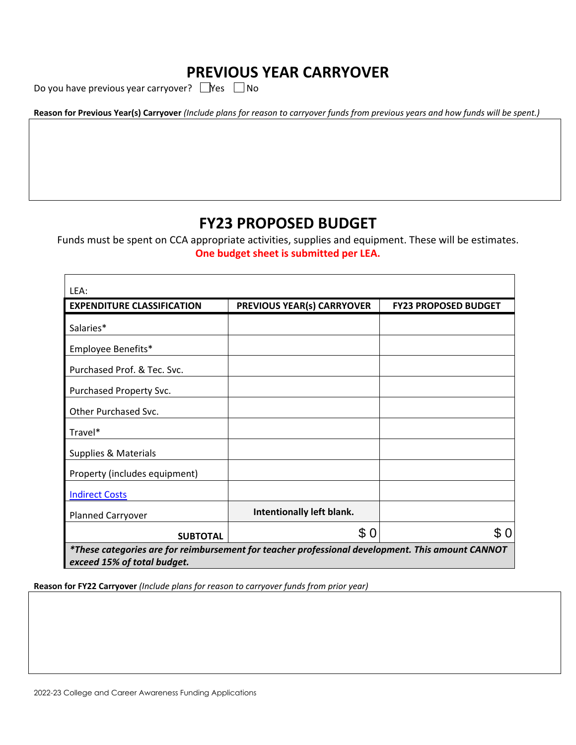# PREVIOUS YEAR CARRYOVER

Do you have previous year carryover? ☐ Yes ☐ No

**Reason for Previous Year(s) Carryover** *(Include plans for reason to carryover funds from previous years and how funds will be spent.)*

# FY23 PROPOSED BUDGET

Funds must be spent on CCA appropriate activities, supplies and equipment. These will be estimates.

**One budget sheet is submitted per LEA.**

| LEA: | | |
|---|---|---|
| **EXPENDITURE CLASSIFICATION** | **PREVIOUS YEAR(s) CARRYOVER** | **FY23 PROPOSED BUDGET** |
| Salaries* | | |
| Employee Benefits* | | |
| Purchased Prof. & Tec. Svc. | | |
| Purchased Property Svc. | | |
| Other Purchased Svc. | | |
| Travel* | | |
| Supplies & Materials | | |
| Property (includes equipment) | | |
| Indirect Costs | | |
| Planned Carryover | **Intentionally left blank.** | |
| **SUBTOTAL** | $ 0 | $ 0 |

***These categories are for reimbursement for teacher professional development. This amount CANNOT exceed 15% of total budget.***

**Reason for FY22 Carryover** *(Include plans for reason to carryover funds from prior year)*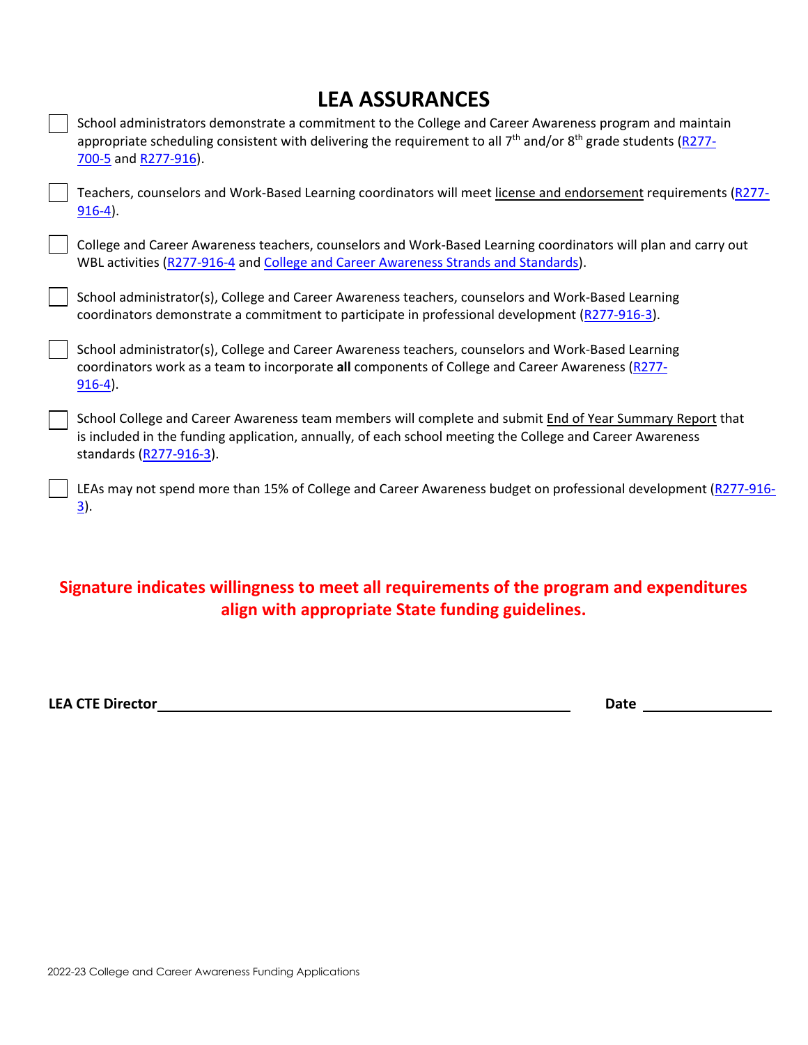# LEA ASSURANCES

- [ ] School administrators demonstrate a commitment to the College and Career Awareness program and maintain appropriate scheduling consistent with delivering the requirement to all 7th and/or 8th grade students (R277-700-5 and R277-916).

- [ ] Teachers, counselors and Work-Based Learning coordinators will meet license and endorsement requirements (R277-916-4).

- [ ] College and Career Awareness teachers, counselors and Work-Based Learning coordinators will plan and carry out WBL activities (R277-916-4 and College and Career Awareness Strands and Standards).

- [ ] School administrator(s), College and Career Awareness teachers, counselors and Work-Based Learning coordinators demonstrate a commitment to participate in professional development (R277-916-3).

- [ ] School administrator(s), College and Career Awareness teachers, counselors and Work-Based Learning coordinators work as a team to incorporate **all** components of College and Career Awareness (R277-916-4).

- [ ] School College and Career Awareness team members will complete and submit End of Year Summary Report that is included in the funding application, annually, of each school meeting the College and Career Awareness standards (R277-916-3).

- [ ] LEAs may not spend more than 15% of College and Career Awareness budget on professional development (R277-916-3).

**Signature indicates willingness to meet all requirements of the program and expenditures align with appropriate State funding guidelines.**

**LEA CTE Director** ______________________________________ **Date** ______________